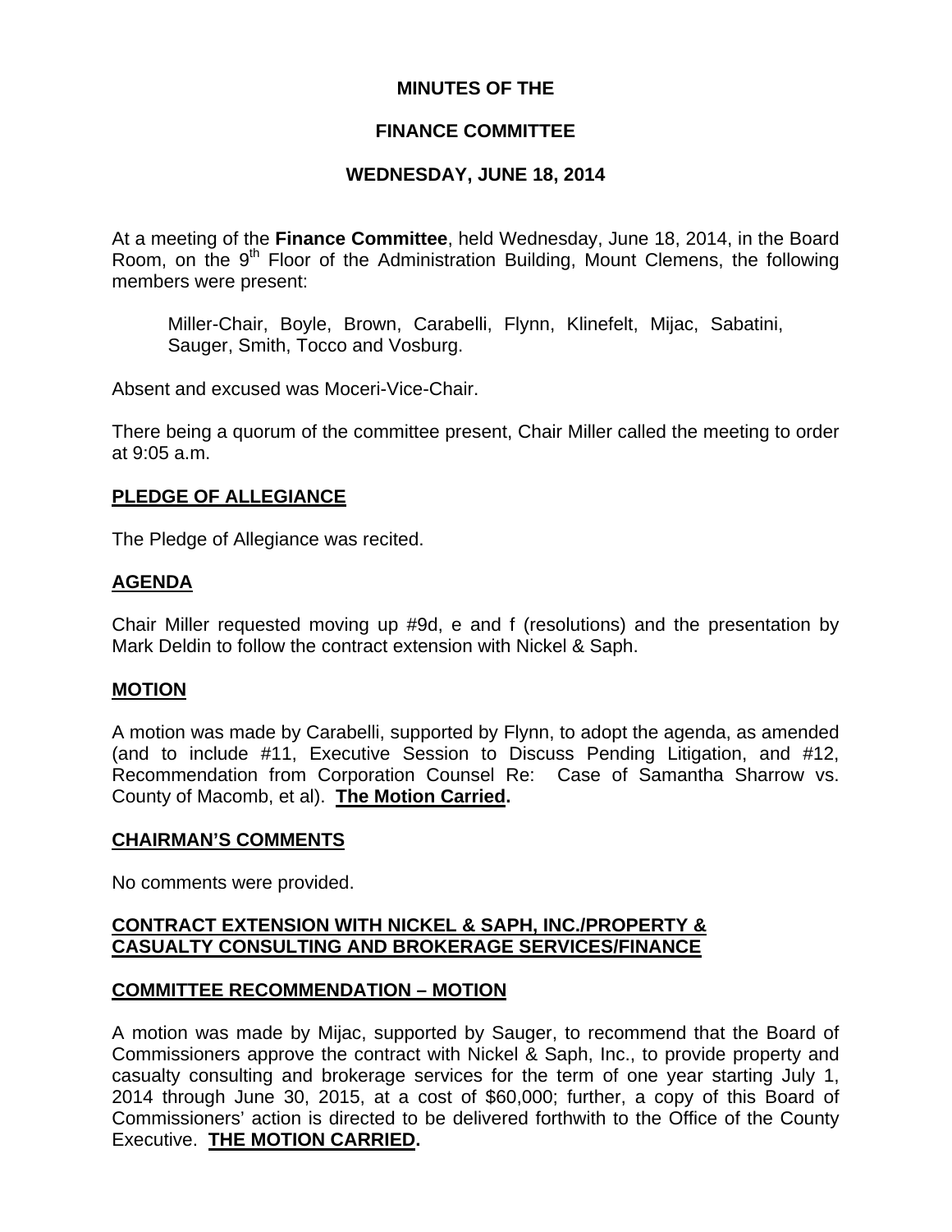# MINUTES OF THE

# FINANCE COMMITTEE

# WEDNESDAY, JUNE 18, 2014

At a meeting of the **Finance Committee**, held Wednesday, June 18, 2014, in the Board Room, on the 9th Floor of the Administration Building, Mount Clemens, the following members were present:

> Miller-Chair, Boyle, Brown, Carabelli, Flynn, Klinefelt, Mijac, Sabatini, Sauger, Smith, Tocco and Vosburg.

Absent and excused was Moceri-Vice-Chair.

There being a quorum of the committee present, Chair Miller called the meeting to order at 9:05 a.m.

## PLEDGE OF ALLEGIANCE

The Pledge of Allegiance was recited.

## AGENDA

Chair Miller requested moving up #9d, e and f (resolutions) and the presentation by Mark Deldin to follow the contract extension with Nickel & Saph.

## MOTION

A motion was made by Carabelli, supported by Flynn, to adopt the agenda, as amended (and to include #11, Executive Session to Discuss Pending Litigation, and #12, Recommendation from Corporation Counsel Re: Case of Samantha Sharrow vs. County of Macomb, et al). **The Motion Carried.**

## CHAIRMAN'S COMMENTS

No comments were provided.

## CONTRACT EXTENSION WITH NICKEL & SAPH, INC./PROPERTY & CASUALTY CONSULTING AND BROKERAGE SERVICES/FINANCE

## COMMITTEE RECOMMENDATION – MOTION

A motion was made by Mijac, supported by Sauger, to recommend that the Board of Commissioners approve the contract with Nickel & Saph, Inc., to provide property and casualty consulting and brokerage services for the term of one year starting July 1, 2014 through June 30, 2015, at a cost of $60,000; further, a copy of this Board of Commissioners' action is directed to be delivered forthwith to the Office of the County Executive. **THE MOTION CARRIED.**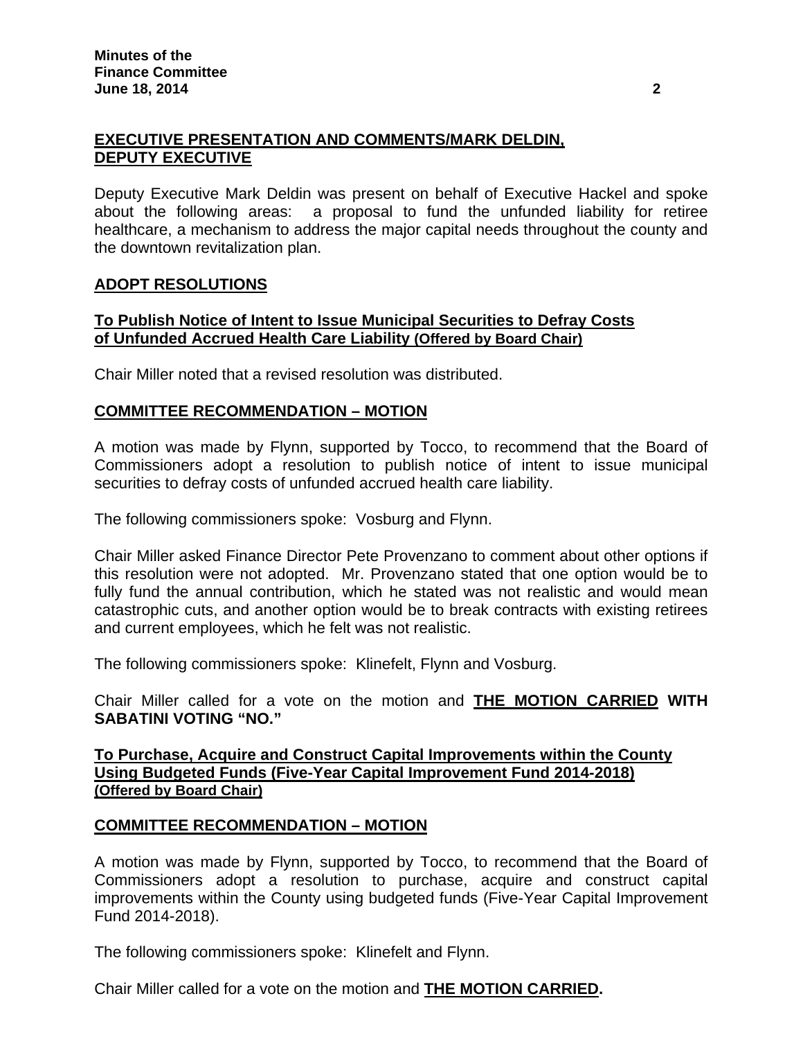## EXECUTIVE PRESENTATION AND COMMENTS/MARK DELDIN, DEPUTY EXECUTIVE

Deputy Executive Mark Deldin was present on behalf of Executive Hackel and spoke about the following areas: a proposal to fund the unfunded liability for retiree healthcare, a mechanism to address the major capital needs throughout the county and the downtown revitalization plan.

## ADOPT RESOLUTIONS

### To Publish Notice of Intent to Issue Municipal Securities to Defray Costs of Unfunded Accrued Health Care Liability (Offered by Board Chair)

Chair Miller noted that a revised resolution was distributed.

## COMMITTEE RECOMMENDATION – MOTION

A motion was made by Flynn, supported by Tocco, to recommend that the Board of Commissioners adopt a resolution to publish notice of intent to issue municipal securities to defray costs of unfunded accrued health care liability.

The following commissioners spoke: Vosburg and Flynn.

Chair Miller asked Finance Director Pete Provenzano to comment about other options if this resolution were not adopted. Mr. Provenzano stated that one option would be to fully fund the annual contribution, which he stated was not realistic and would mean catastrophic cuts, and another option would be to break contracts with existing retirees and current employees, which he felt was not realistic.

The following commissioners spoke: Klinefelt, Flynn and Vosburg.

Chair Miller called for a vote on the motion and **THE MOTION CARRIED WITH SABATINI VOTING "NO."**

### To Purchase, Acquire and Construct Capital Improvements within the County Using Budgeted Funds (Five-Year Capital Improvement Fund 2014-2018) (Offered by Board Chair)

## COMMITTEE RECOMMENDATION – MOTION

A motion was made by Flynn, supported by Tocco, to recommend that the Board of Commissioners adopt a resolution to purchase, acquire and construct capital improvements within the County using budgeted funds (Five-Year Capital Improvement Fund 2014-2018).

The following commissioners spoke: Klinefelt and Flynn.

Chair Miller called for a vote on the motion and **THE MOTION CARRIED.**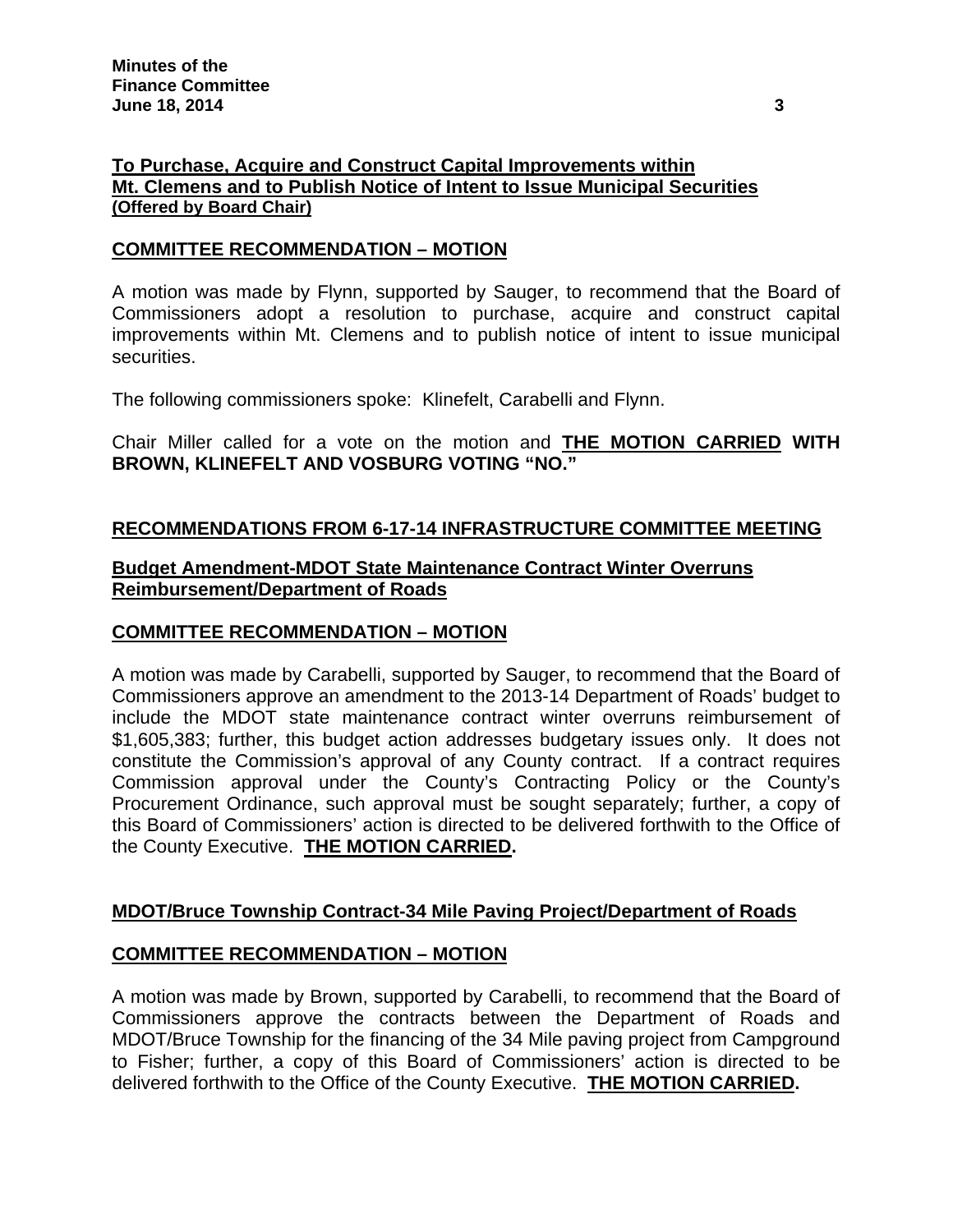**To Purchase, Acquire and Construct Capital Improvements within Mt. Clemens and to Publish Notice of Intent to Issue Municipal Securities**
**(Offered by Board Chair)**

**COMMITTEE RECOMMENDATION – MOTION**

A motion was made by Flynn, supported by Sauger, to recommend that the Board of Commissioners adopt a resolution to purchase, acquire and construct capital improvements within Mt. Clemens and to publish notice of intent to issue municipal securities.

The following commissioners spoke: Klinefelt, Carabelli and Flynn.

Chair Miller called for a vote on the motion and **THE MOTION CARRIED WITH BROWN, KLINEFELT AND VOSBURG VOTING "NO."**

**RECOMMENDATIONS FROM 6-17-14 INFRASTRUCTURE COMMITTEE MEETING**

**Budget Amendment-MDOT State Maintenance Contract Winter Overruns Reimbursement/Department of Roads**

**COMMITTEE RECOMMENDATION – MOTION**

A motion was made by Carabelli, supported by Sauger, to recommend that the Board of Commissioners approve an amendment to the 2013-14 Department of Roads' budget to include the MDOT state maintenance contract winter overruns reimbursement of $1,605,383; further, this budget action addresses budgetary issues only. It does not constitute the Commission's approval of any County contract. If a contract requires Commission approval under the County's Contracting Policy or the County's Procurement Ordinance, such approval must be sought separately; further, a copy of this Board of Commissioners' action is directed to be delivered forthwith to the Office of the County Executive. **THE MOTION CARRIED.**

**MDOT/Bruce Township Contract-34 Mile Paving Project/Department of Roads**

**COMMITTEE RECOMMENDATION – MOTION**

A motion was made by Brown, supported by Carabelli, to recommend that the Board of Commissioners approve the contracts between the Department of Roads and MDOT/Bruce Township for the financing of the 34 Mile paving project from Campground to Fisher; further, a copy of this Board of Commissioners' action is directed to be delivered forthwith to the Office of the County Executive. **THE MOTION CARRIED.**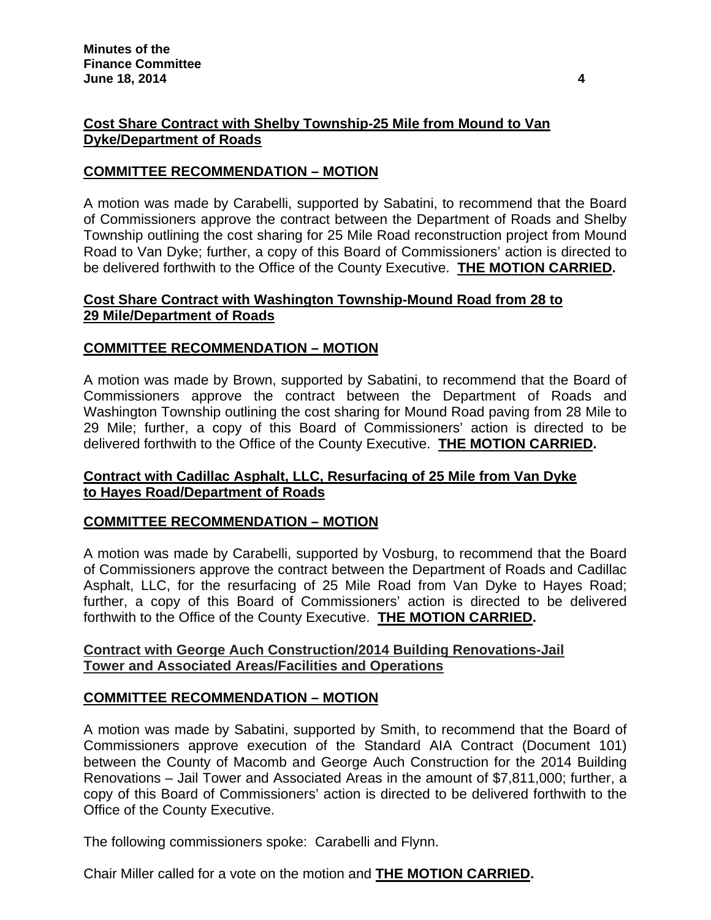**Cost Share Contract with Shelby Township-25 Mile from Mound to Van Dyke/Department of Roads**

**COMMITTEE RECOMMENDATION – MOTION**

A motion was made by Carabelli, supported by Sabatini, to recommend that the Board of Commissioners approve the contract between the Department of Roads and Shelby Township outlining the cost sharing for 25 Mile Road reconstruction project from Mound Road to Van Dyke; further, a copy of this Board of Commissioners' action is directed to be delivered forthwith to the Office of the County Executive. **THE MOTION CARRIED.**

**Cost Share Contract with Washington Township-Mound Road from 28 to 29 Mile/Department of Roads**

**COMMITTEE RECOMMENDATION – MOTION**

A motion was made by Brown, supported by Sabatini, to recommend that the Board of Commissioners approve the contract between the Department of Roads and Washington Township outlining the cost sharing for Mound Road paving from 28 Mile to 29 Mile; further, a copy of this Board of Commissioners' action is directed to be delivered forthwith to the Office of the County Executive. **THE MOTION CARRIED.**

**Contract with Cadillac Asphalt, LLC, Resurfacing of 25 Mile from Van Dyke to Hayes Road/Department of Roads**

**COMMITTEE RECOMMENDATION – MOTION**

A motion was made by Carabelli, supported by Vosburg, to recommend that the Board of Commissioners approve the contract between the Department of Roads and Cadillac Asphalt, LLC, for the resurfacing of 25 Mile Road from Van Dyke to Hayes Road; further, a copy of this Board of Commissioners' action is directed to be delivered forthwith to the Office of the County Executive. **THE MOTION CARRIED.**

**Contract with George Auch Construction/2014 Building Renovations-Jail Tower and Associated Areas/Facilities and Operations**

**COMMITTEE RECOMMENDATION – MOTION**

A motion was made by Sabatini, supported by Smith, to recommend that the Board of Commissioners approve execution of the Standard AIA Contract (Document 101) between the County of Macomb and George Auch Construction for the 2014 Building Renovations – Jail Tower and Associated Areas in the amount of $7,811,000; further, a copy of this Board of Commissioners' action is directed to be delivered forthwith to the Office of the County Executive.

The following commissioners spoke: Carabelli and Flynn.

Chair Miller called for a vote on the motion and **THE MOTION CARRIED.**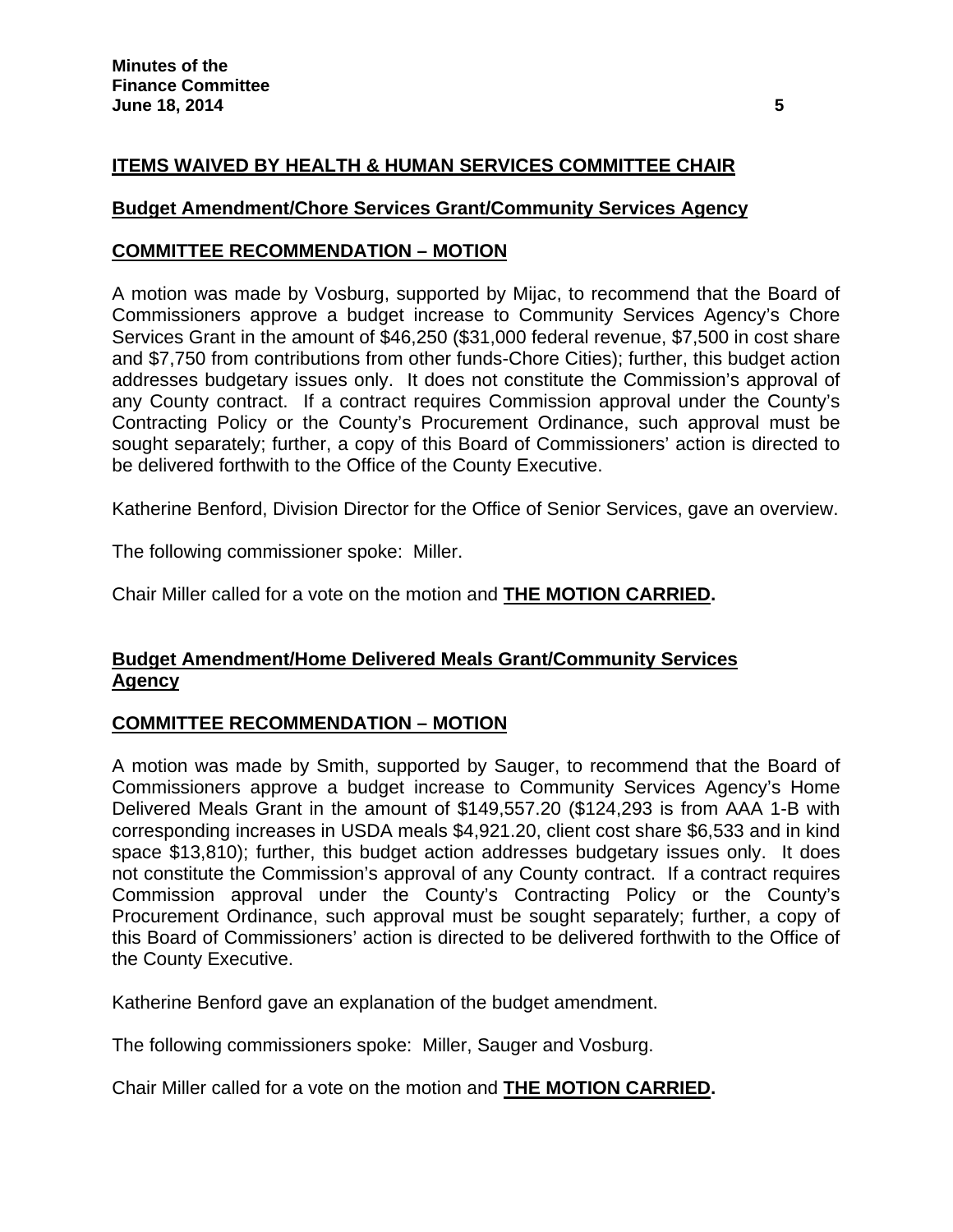**ITEMS WAIVED BY HEALTH & HUMAN SERVICES COMMITTEE CHAIR**

**Budget Amendment/Chore Services Grant/Community Services Agency**

**COMMITTEE RECOMMENDATION – MOTION**

A motion was made by Vosburg, supported by Mijac, to recommend that the Board of Commissioners approve a budget increase to Community Services Agency's Chore Services Grant in the amount of $46,250 ($31,000 federal revenue, $7,500 in cost share and $7,750 from contributions from other funds-Chore Cities); further, this budget action addresses budgetary issues only. It does not constitute the Commission's approval of any County contract. If a contract requires Commission approval under the County's Contracting Policy or the County's Procurement Ordinance, such approval must be sought separately; further, a copy of this Board of Commissioners' action is directed to be delivered forthwith to the Office of the County Executive.

Katherine Benford, Division Director for the Office of Senior Services, gave an overview.

The following commissioner spoke: Miller.

Chair Miller called for a vote on the motion and **THE MOTION CARRIED.**

**Budget Amendment/Home Delivered Meals Grant/Community Services Agency**

**COMMITTEE RECOMMENDATION – MOTION**

A motion was made by Smith, supported by Sauger, to recommend that the Board of Commissioners approve a budget increase to Community Services Agency's Home Delivered Meals Grant in the amount of $149,557.20 ($124,293 is from AAA 1-B with corresponding increases in USDA meals $4,921.20, client cost share $6,533 and in kind space $13,810); further, this budget action addresses budgetary issues only. It does not constitute the Commission's approval of any County contract. If a contract requires Commission approval under the County's Contracting Policy or the County's Procurement Ordinance, such approval must be sought separately; further, a copy of this Board of Commissioners' action is directed to be delivered forthwith to the Office of the County Executive.

Katherine Benford gave an explanation of the budget amendment.

The following commissioners spoke: Miller, Sauger and Vosburg.

Chair Miller called for a vote on the motion and **THE MOTION CARRIED.**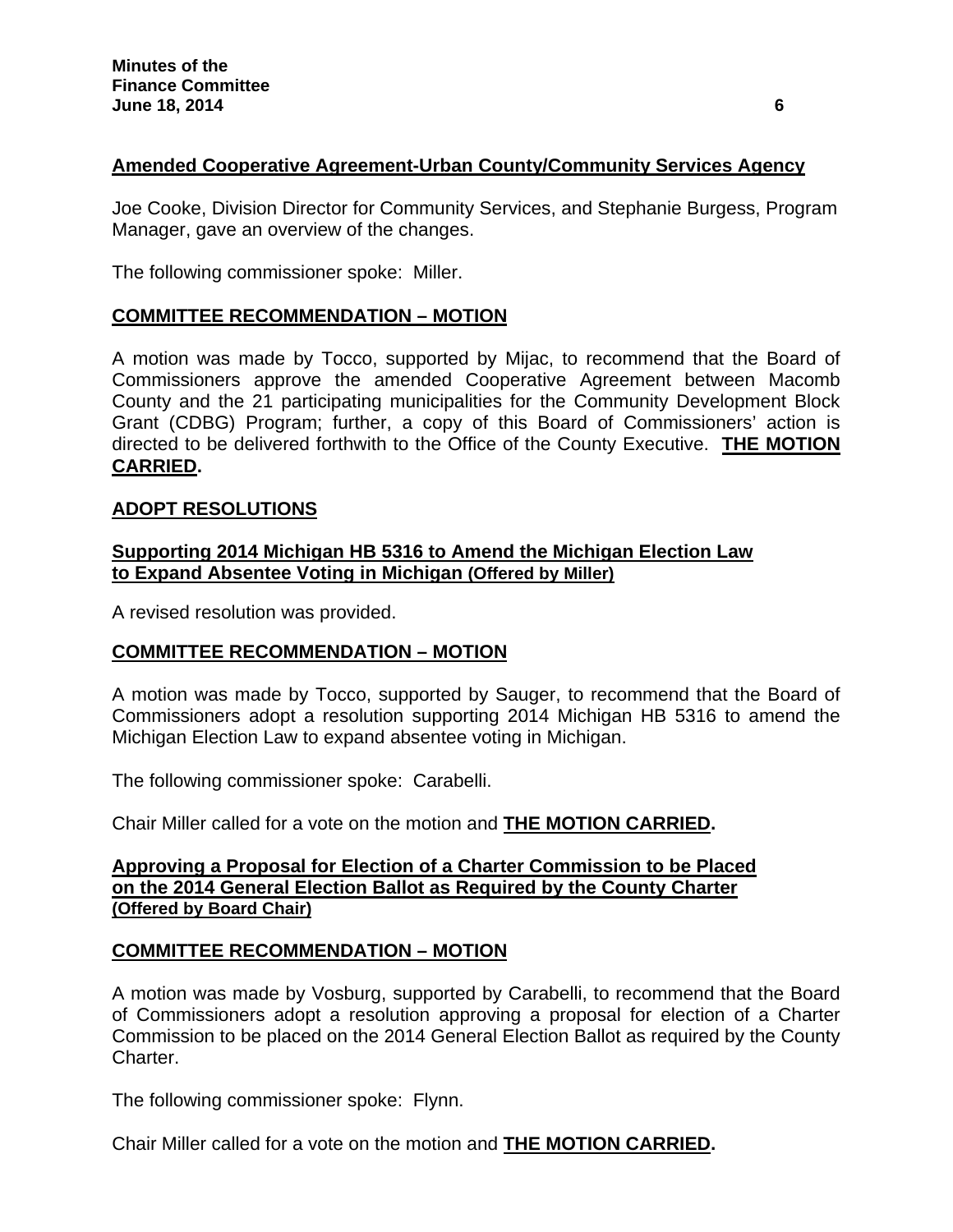**Amended Cooperative Agreement-Urban County/Community Services Agency**

Joe Cooke, Division Director for Community Services, and Stephanie Burgess, Program Manager, gave an overview of the changes.

The following commissioner spoke: Miller.

**COMMITTEE RECOMMENDATION – MOTION**

A motion was made by Tocco, supported by Mijac, to recommend that the Board of Commissioners approve the amended Cooperative Agreement between Macomb County and the 21 participating municipalities for the Community Development Block Grant (CDBG) Program; further, a copy of this Board of Commissioners' action is directed to be delivered forthwith to the Office of the County Executive. **THE MOTION CARRIED.**

**ADOPT RESOLUTIONS**

**Supporting 2014 Michigan HB 5316 to Amend the Michigan Election Law to Expand Absentee Voting in Michigan (Offered by Miller)**

A revised resolution was provided.

**COMMITTEE RECOMMENDATION – MOTION**

A motion was made by Tocco, supported by Sauger, to recommend that the Board of Commissioners adopt a resolution supporting 2014 Michigan HB 5316 to amend the Michigan Election Law to expand absentee voting in Michigan.

The following commissioner spoke: Carabelli.

Chair Miller called for a vote on the motion and **THE MOTION CARRIED.**

**Approving a Proposal for Election of a Charter Commission to be Placed on the 2014 General Election Ballot as Required by the County Charter (Offered by Board Chair)**

**COMMITTEE RECOMMENDATION – MOTION**

A motion was made by Vosburg, supported by Carabelli, to recommend that the Board of Commissioners adopt a resolution approving a proposal for election of a Charter Commission to be placed on the 2014 General Election Ballot as required by the County Charter.

The following commissioner spoke: Flynn.

Chair Miller called for a vote on the motion and **THE MOTION CARRIED.**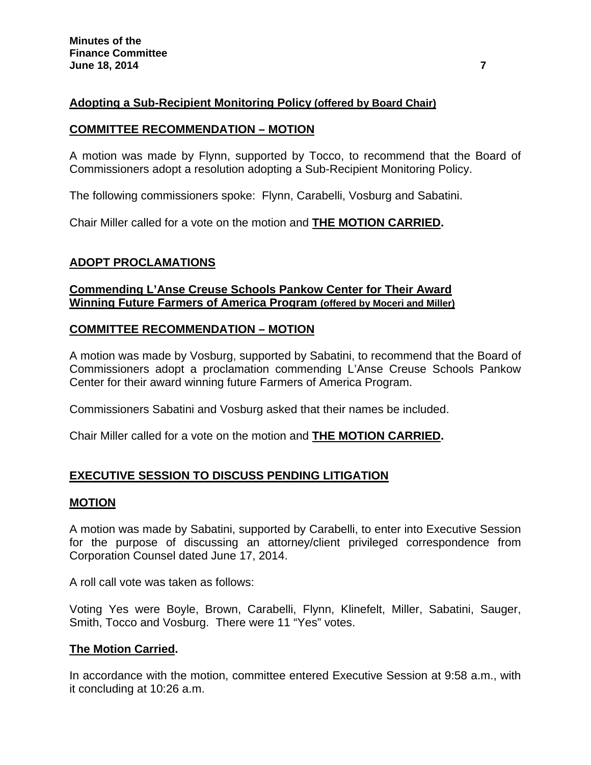**Adopting a Sub-Recipient Monitoring Policy (offered by Board Chair)**

**COMMITTEE RECOMMENDATION – MOTION**

A motion was made by Flynn, supported by Tocco, to recommend that the Board of Commissioners adopt a resolution adopting a Sub-Recipient Monitoring Policy.

The following commissioners spoke: Flynn, Carabelli, Vosburg and Sabatini.

Chair Miller called for a vote on the motion and **THE MOTION CARRIED.**

**ADOPT PROCLAMATIONS**

**Commending L'Anse Creuse Schools Pankow Center for Their Award Winning Future Farmers of America Program (offered by Moceri and Miller)**

**COMMITTEE RECOMMENDATION – MOTION**

A motion was made by Vosburg, supported by Sabatini, to recommend that the Board of Commissioners adopt a proclamation commending L'Anse Creuse Schools Pankow Center for their award winning future Farmers of America Program.

Commissioners Sabatini and Vosburg asked that their names be included.

Chair Miller called for a vote on the motion and **THE MOTION CARRIED.**

**EXECUTIVE SESSION TO DISCUSS PENDING LITIGATION**

**MOTION**

A motion was made by Sabatini, supported by Carabelli, to enter into Executive Session for the purpose of discussing an attorney/client privileged correspondence from Corporation Counsel dated June 17, 2014.

A roll call vote was taken as follows:

Voting Yes were Boyle, Brown, Carabelli, Flynn, Klinefelt, Miller, Sabatini, Sauger, Smith, Tocco and Vosburg. There were 11 "Yes" votes.

**The Motion Carried.**

In accordance with the motion, committee entered Executive Session at 9:58 a.m., with it concluding at 10:26 a.m.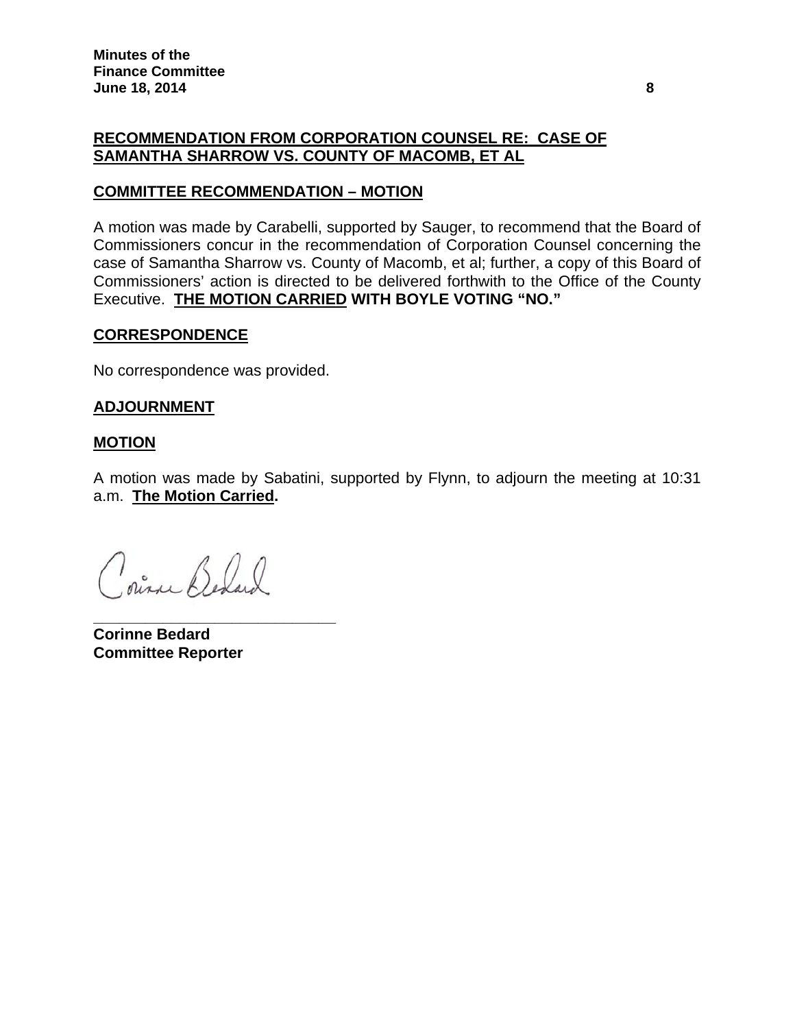**RECOMMENDATION FROM CORPORATION COUNSEL RE: CASE OF SAMANTHA SHARROW VS. COUNTY OF MACOMB, ET AL**

**COMMITTEE RECOMMENDATION – MOTION**

A motion was made by Carabelli, supported by Sauger, to recommend that the Board of Commissioners concur in the recommendation of Corporation Counsel concerning the case of Samantha Sharrow vs. County of Macomb, et al; further, a copy of this Board of Commissioners' action is directed to be delivered forthwith to the Office of the County Executive. **THE MOTION CARRIED WITH BOYLE VOTING "NO."**

**CORRESPONDENCE**

No correspondence was provided.

**ADJOURNMENT**

**MOTION**

A motion was made by Sabatini, supported by Flynn, to adjourn the meeting at 10:31 a.m. **The Motion Carried.**

Corinne Bedard

**Corinne Bedard**
**Committee Reporter**